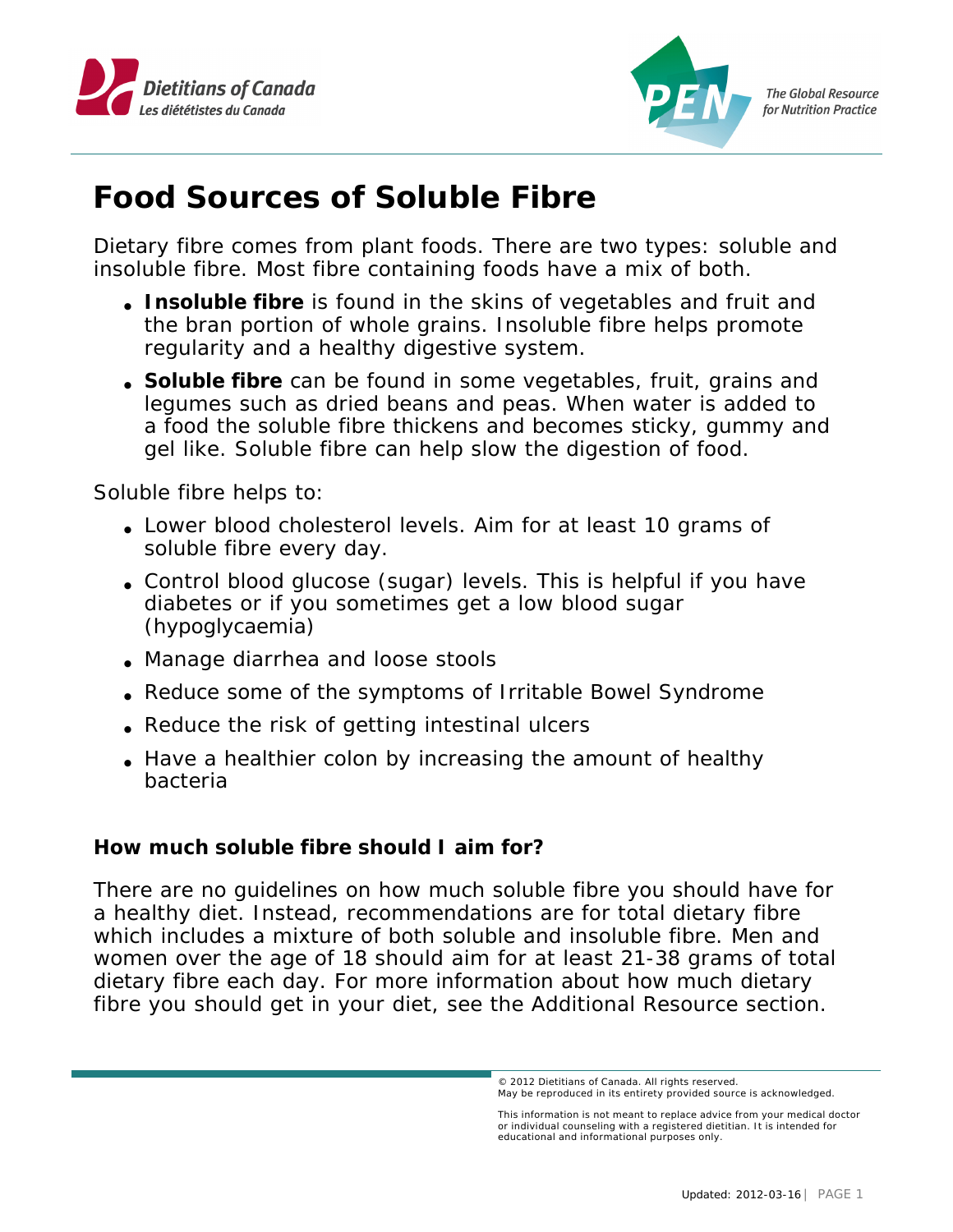# Food Sources of Soluble Fibre

Dietary fibre comes from plant foods. There are two types: soluble and insoluble fibre. Most fibre containing foods have a mix of both.

- **Insoluble fibre** is found in the skins of vegetables and fruit and the bran portion of whole grains. Insoluble fibre helps promote regularity and a healthy digestive system.
- **Soluble fibre** can be found in some vegetables, fruit, grains and legumes such as dried beans and peas. When water is added to a food the soluble fibre thickens and becomes sticky, gummy and gel like. Soluble fibre can help slow the digestion of food.

Soluble fibre helps to:

- Lower blood cholesterol levels. Aim for at least 10 grams of soluble fibre every day.
- Control blood glucose (sugar) levels. This is helpful if you have diabetes or if you sometimes get a low blood sugar (hypoglycaemia)
- Manage diarrhea and loose stools
- Reduce some of the symptoms of Irritable Bowel Syndrome
- Reduce the risk of getting intestinal ulcers
- Have a healthier colon by increasing the amount of healthy bacteria

### How much soluble fibre should I aim for?

There are no guidelines on how much soluble fibre you should have for a healthy diet. Instead, recommendations are for total dietary fibre which includes a mixture of both soluble and insoluble fibre. Men and women over the age of 18 should aim for at least 21-38 grams of total dietary fibre each day. For more information about how much dietary fibre you should get in your diet, see the Additional Resource section.

© 2012 Dietitians of Canada. All rights reserved.
May be reproduced in its entirety provided source is acknowledged.

This information is not meant to replace advice from your medical doctor or individual counseling with a registered dietitian. It is intended for educational and informational purposes only.

Updated: 2012-03-16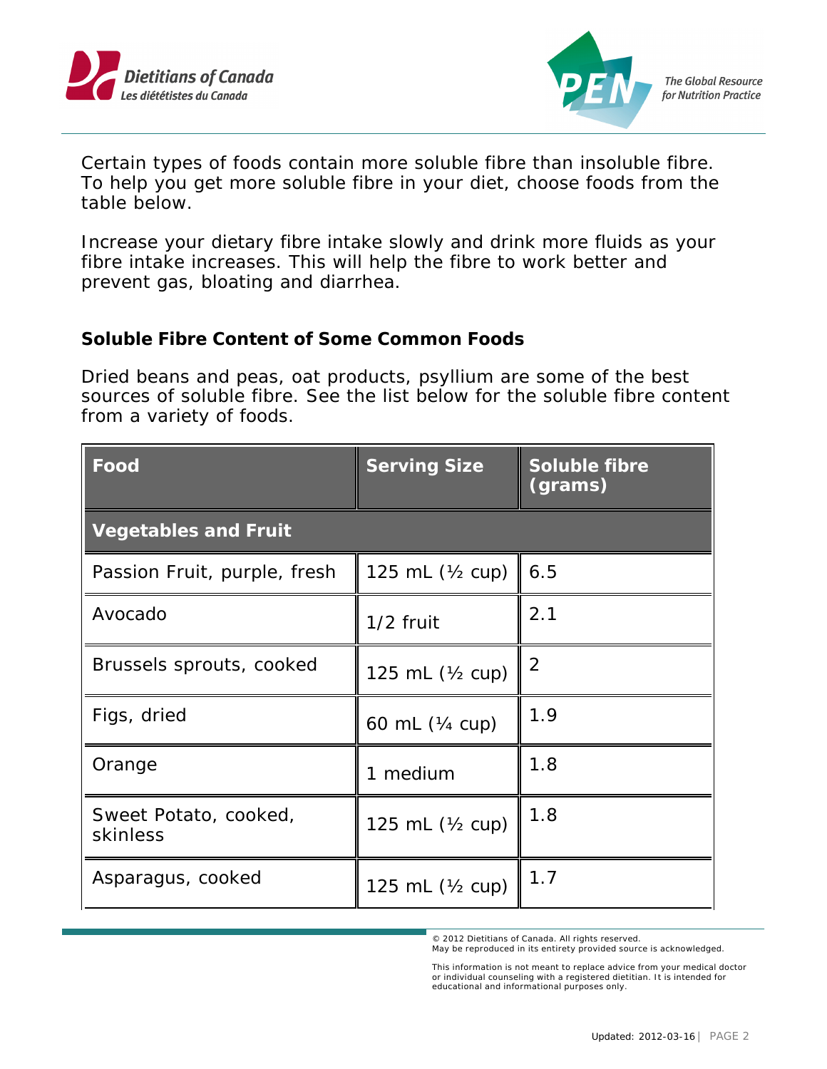Certain types of foods contain more soluble fibre than insoluble fibre. To help you get more soluble fibre in your diet, choose foods from the table below.

Increase your dietary fibre intake slowly and drink more fluids as your fibre intake increases. This will help the fibre to work better and prevent gas, bloating and diarrhea.

### Soluble Fibre Content of Some Common Foods

Dried beans and peas, oat products, psyllium are some of the best sources of soluble fibre. See the list below for the soluble fibre content from a variety of foods.

| Food | Serving Size | Soluble fibre (grams) |
|---|---|---|
| **Vegetables and Fruit** | | |
| Passion Fruit, purple, fresh | 125 mL (½ cup) | 6.5 |
| Avocado | 1/2 fruit | 2.1 |
| Brussels sprouts, cooked | 125 mL (½ cup) | 2 |
| Figs, dried | 60 mL (¼ cup) | 1.9 |
| Orange | 1 medium | 1.8 |
| Sweet Potato, cooked, skinless | 125 mL (½ cup) | 1.8 |
| Asparagus, cooked | 125 mL (½ cup) | 1.7 |

© 2012 Dietitians of Canada. All rights reserved.
May be reproduced in its entirety provided source is acknowledged.

This information is not meant to replace advice from your medical doctor or individual counseling with a registered dietitian. It is intended for educational and informational purposes only.

Updated: 2012-03-16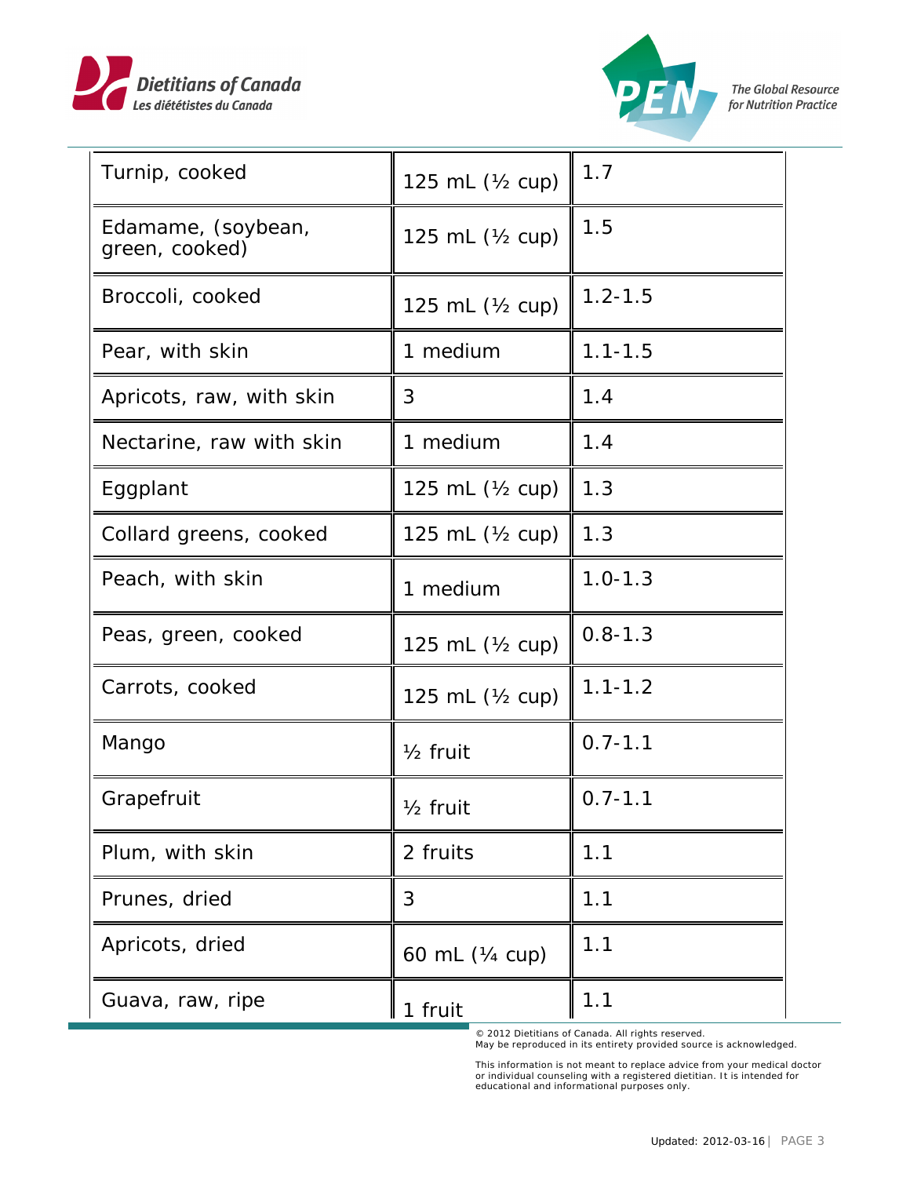| | | |
|---|---|---|
| Turnip, cooked | 125 mL (½ cup) | 1.7 |
| Edamame, (soybean, green, cooked) | 125 mL (½ cup) | 1.5 |
| Broccoli, cooked | 125 mL (½ cup) | 1.2-1.5 |
| Pear, with skin | 1 medium | 1.1-1.5 |
| Apricots, raw, with skin | 3 | 1.4 |
| Nectarine, raw with skin | 1 medium | 1.4 |
| Eggplant | 125 mL (½ cup) | 1.3 |
| Collard greens, cooked | 125 mL (½ cup) | 1.3 |
| Peach, with skin | 1 medium | 1.0-1.3 |
| Peas, green, cooked | 125 mL (½ cup) | 0.8-1.3 |
| Carrots, cooked | 125 mL (½ cup) | 1.1-1.2 |
| Mango | ½ fruit | 0.7-1.1 |
| Grapefruit | ½ fruit | 0.7-1.1 |
| Plum, with skin | 2 fruits | 1.1 |
| Prunes, dried | 3 | 1.1 |
| Apricots, dried | 60 mL (¼ cup) | 1.1 |
| Guava, raw, ripe | 1 fruit | 1.1 |

© 2012 Dietitians of Canada. All rights reserved.
May be reproduced in its entirety provided source is acknowledged.

This information is not meant to replace advice from your medical doctor or individual counseling with a registered dietitian. It is intended for educational and informational purposes only.

Updated: 2012-03-16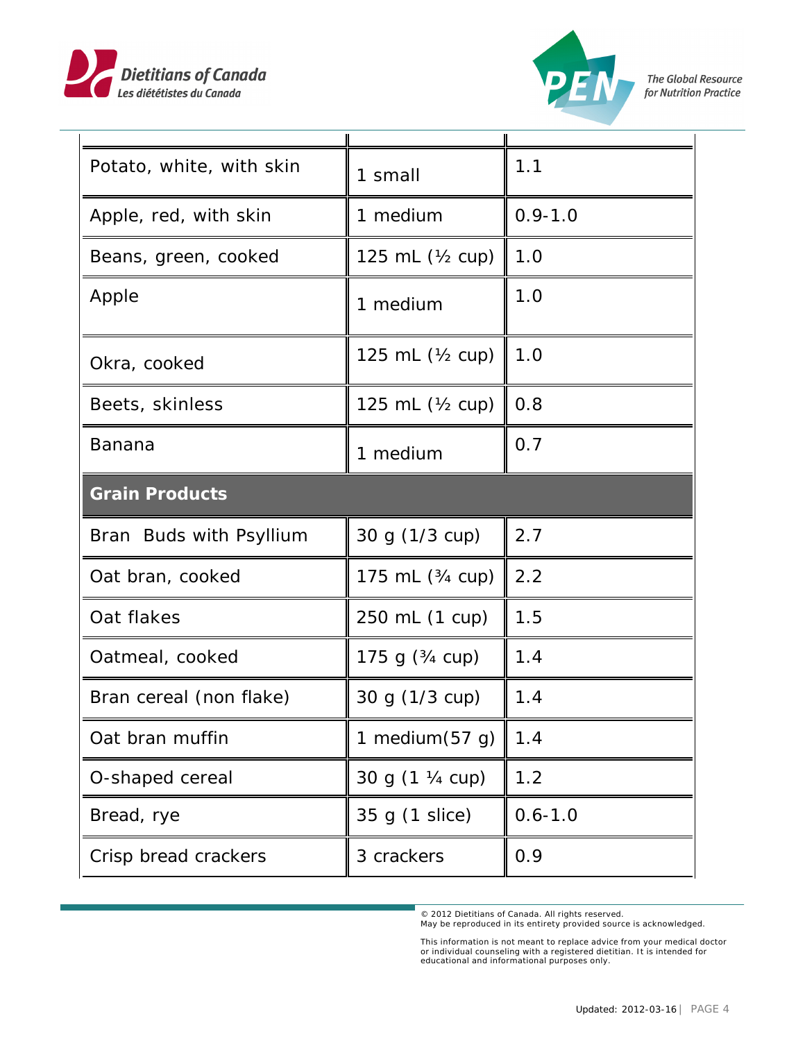| | | |
|---|---|---|
| Potato, white, with skin | 1 small | 1.1 |
| Apple, red, with skin | 1 medium | 0.9-1.0 |
| Beans, green, cooked | 125 mL (½ cup) | 1.0 |
| Apple | 1 medium | 1.0 |
| Okra, cooked | 125 mL (½ cup) | 1.0 |
| Beets, skinless | 125 mL (½ cup) | 0.8 |
| Banana | 1 medium | 0.7 |
| **Grain Products** | | |
| Bran Buds with Psyllium | 30 g (1/3 cup) | 2.7 |
| Oat bran, cooked | 175 mL (¾ cup) | 2.2 |
| Oat flakes | 250 mL (1 cup) | 1.5 |
| Oatmeal, cooked | 175 g (¾ cup) | 1.4 |
| Bran cereal (non flake) | 30 g (1/3 cup) | 1.4 |
| Oat bran muffin | 1 medium(57 g) | 1.4 |
| O-shaped cereal | 30 g (1 ¼ cup) | 1.2 |
| Bread, rye | 35 g (1 slice) | 0.6-1.0 |
| Crisp bread crackers | 3 crackers | 0.9 |

© 2012 Dietitians of Canada. All rights reserved.
May be reproduced in its entirety provided source is acknowledged.

This information is not meant to replace advice from your medical doctor or individual counseling with a registered dietitian. It is intended for educational and informational purposes only.

Updated: 2012-03-16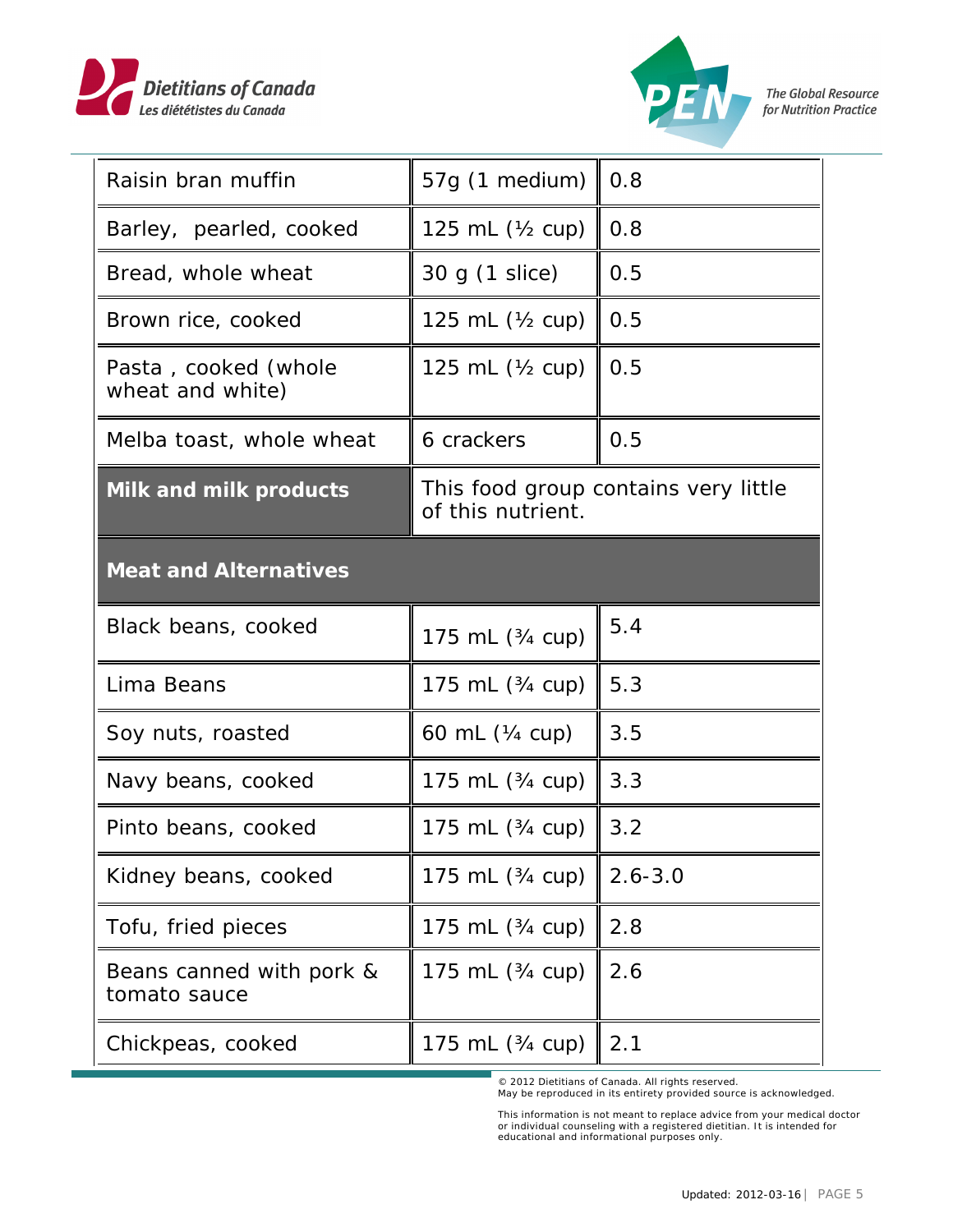| | | |
|---|---|---|
| Raisin bran muffin | 57g (1 medium) | 0.8 |
| Barley, pearled, cooked | 125 mL (½ cup) | 0.8 |
| Bread, whole wheat | 30 g (1 slice) | 0.5 |
| Brown rice, cooked | 125 mL (½ cup) | 0.5 |
| Pasta , cooked (whole wheat and white) | 125 mL (½ cup) | 0.5 |
| Melba toast, whole wheat | 6 crackers | 0.5 |
| **Milk and milk products** | This food group contains very little of this nutrient. | |
| **Meat and Alternatives** | | |
| Black beans, cooked | 175 mL (¾ cup) | 5.4 |
| Lima Beans | 175 mL (¾ cup) | 5.3 |
| Soy nuts, roasted | 60 mL (¼ cup) | 3.5 |
| Navy beans, cooked | 175 mL (¾ cup) | 3.3 |
| Pinto beans, cooked | 175 mL (¾ cup) | 3.2 |
| Kidney beans, cooked | 175 mL (¾ cup) | 2.6-3.0 |
| Tofu, fried pieces | 175 mL (¾ cup) | 2.8 |
| Beans canned with pork & tomato sauce | 175 mL (¾ cup) | 2.6 |
| Chickpeas, cooked | 175 mL (¾ cup) | 2.1 |

© 2012 Dietitians of Canada. All rights reserved.
May be reproduced in its entirety provided source is acknowledged.

This information is not meant to replace advice from your medical doctor or individual counseling with a registered dietitian. It is intended for educational and informational purposes only.

Updated: 2012-03-16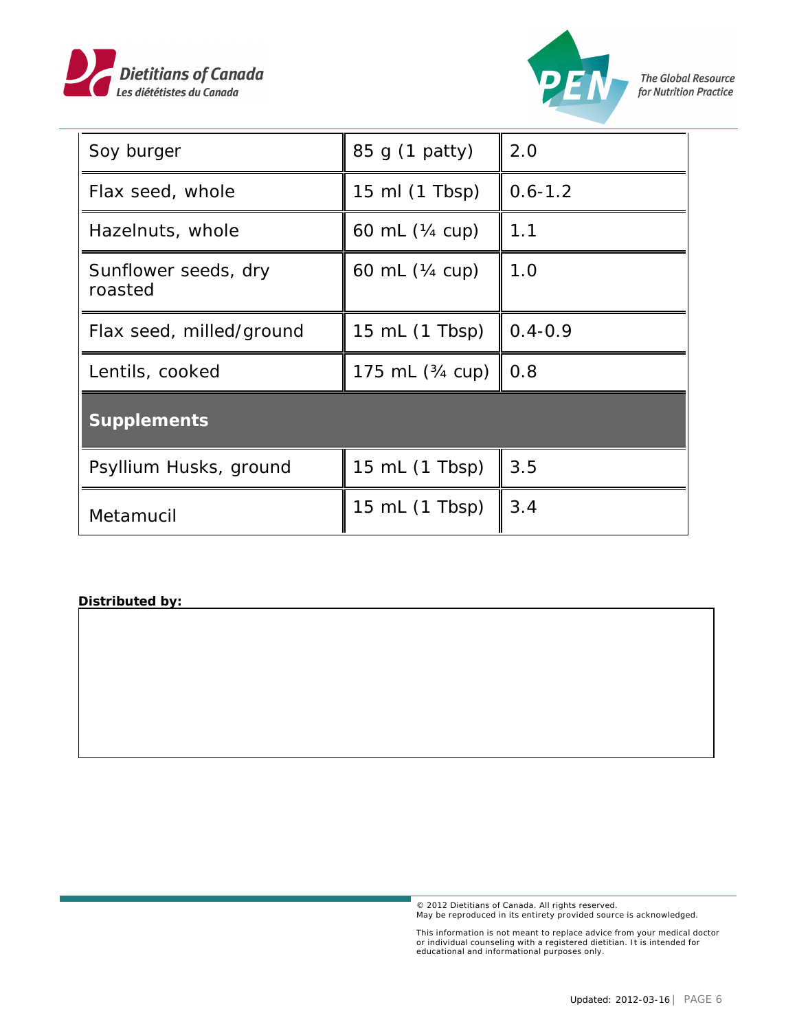| | | |
|---|---|---|
| Soy burger | 85 g (1 patty) | 2.0 |
| Flax seed, whole | 15 ml (1 Tbsp) | 0.6-1.2 |
| Hazelnuts, whole | 60 mL (¼ cup) | 1.1 |
| Sunflower seeds, dry roasted | 60 mL (¼ cup) | 1.0 |
| Flax seed, milled/ground | 15 mL (1 Tbsp) | 0.4-0.9 |
| Lentils, cooked | 175 mL (¾ cup) | 0.8 |
| **Supplements** | | |
| Psyllium Husks, ground | 15 mL (1 Tbsp) | 3.5 |
| Metamucil | 15 mL (1 Tbsp) | 3.4 |

**Distributed by:**

© 2012 Dietitians of Canada. All rights reserved.
May be reproduced in its entirety provided source is acknowledged.

This information is not meant to replace advice from your medical doctor or individual counseling with a registered dietitian. It is intended for educational and informational purposes only.

Updated: 2012-03-16